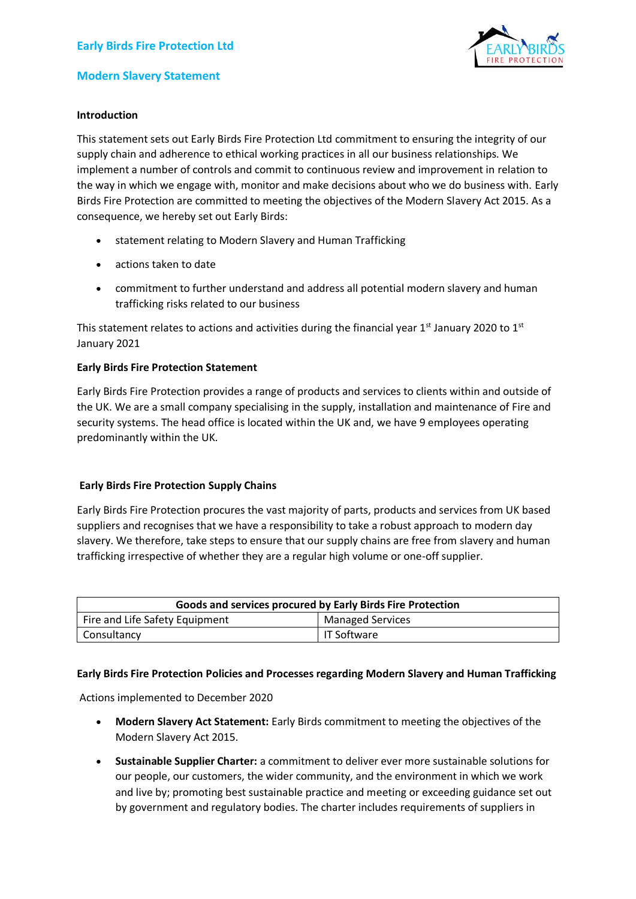# Early Birds Fire Protection Ltd

## Modern Slavery Statement

### Introduction

This statement sets out Early Birds Fire Protection Ltd commitment to ensuring the integrity of our supply chain and adherence to ethical working practices in all our business relationships. We implement a number of controls and commit to continuous review and improvement in relation to the way in which we engage with, monitor and make decisions about who we do business with. Early Birds Fire Protection are committed to meeting the objectives of the Modern Slavery Act 2015. As a consequence, we hereby set out Early Birds:

- statement relating to Modern Slavery and Human Trafficking
- actions taken to date
- commitment to further understand and address all potential modern slavery and human trafficking risks related to our business

This statement relates to actions and activities during the financial year 1st January 2020 to 1st January 2021

### Early Birds Fire Protection Statement

Early Birds Fire Protection provides a range of products and services to clients within and outside of the UK. We are a small company specialising in the supply, installation and maintenance of Fire and security systems. The head office is located within the UK and, we have 9 employees operating predominantly within the UK.

### Early Birds Fire Protection Supply Chains

Early Birds Fire Protection procures the vast majority of parts, products and services from UK based suppliers and recognises that we have a responsibility to take a robust approach to modern day slavery. We therefore, take steps to ensure that our supply chains are free from slavery and human trafficking irrespective of whether they are a regular high volume or one-off supplier.

| Goods and services procured by Early Birds Fire Protection | |
|---|---|
| Fire and Life Safety Equipment | Managed Services |
| Consultancy | IT Software |

### Early Birds Fire Protection Policies and Processes regarding Modern Slavery and Human Trafficking

Actions implemented to December 2020

- **Modern Slavery Act Statement:** Early Birds commitment to meeting the objectives of the Modern Slavery Act 2015.
- **Sustainable Supplier Charter:** a commitment to deliver ever more sustainable solutions for our people, our customers, the wider community, and the environment in which we work and live by; promoting best sustainable practice and meeting or exceeding guidance set out by government and regulatory bodies. The charter includes requirements of suppliers in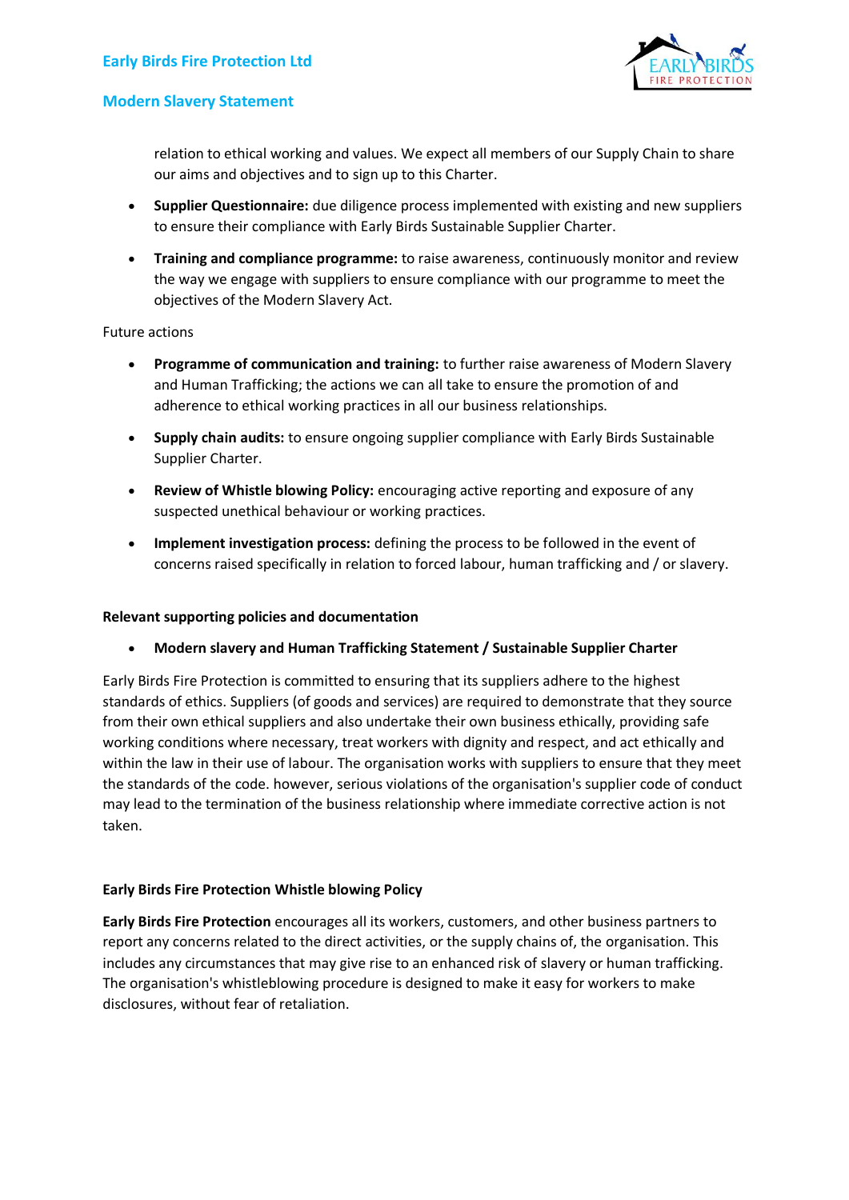relation to ethical working and values. We expect all members of our Supply Chain to share our aims and objectives and to sign up to this Charter.

- **Supplier Questionnaire:** due diligence process implemented with existing and new suppliers to ensure their compliance with Early Birds Sustainable Supplier Charter.
- **Training and compliance programme:** to raise awareness, continuously monitor and review the way we engage with suppliers to ensure compliance with our programme to meet the objectives of the Modern Slavery Act.

Future actions

- **Programme of communication and training:** to further raise awareness of Modern Slavery and Human Trafficking; the actions we can all take to ensure the promotion of and adherence to ethical working practices in all our business relationships.
- **Supply chain audits:** to ensure ongoing supplier compliance with Early Birds Sustainable Supplier Charter.
- **Review of Whistle blowing Policy:** encouraging active reporting and exposure of any suspected unethical behaviour or working practices.
- **Implement investigation process:** defining the process to be followed in the event of concerns raised specifically in relation to forced labour, human trafficking and / or slavery.

**Relevant supporting policies and documentation**

- **Modern slavery and Human Trafficking Statement / Sustainable Supplier Charter**

Early Birds Fire Protection is committed to ensuring that its suppliers adhere to the highest standards of ethics. Suppliers (of goods and services) are required to demonstrate that they source from their own ethical suppliers and also undertake their own business ethically, providing safe working conditions where necessary, treat workers with dignity and respect, and act ethically and within the law in their use of labour. The organisation works with suppliers to ensure that they meet the standards of the code. however, serious violations of the organisation's supplier code of conduct may lead to the termination of the business relationship where immediate corrective action is not taken.

**Early Birds Fire Protection Whistle blowing Policy**

**Early Birds Fire Protection** encourages all its workers, customers, and other business partners to report any concerns related to the direct activities, or the supply chains of, the organisation. This includes any circumstances that may give rise to an enhanced risk of slavery or human trafficking. The organisation's whistleblowing procedure is designed to make it easy for workers to make disclosures, without fear of retaliation.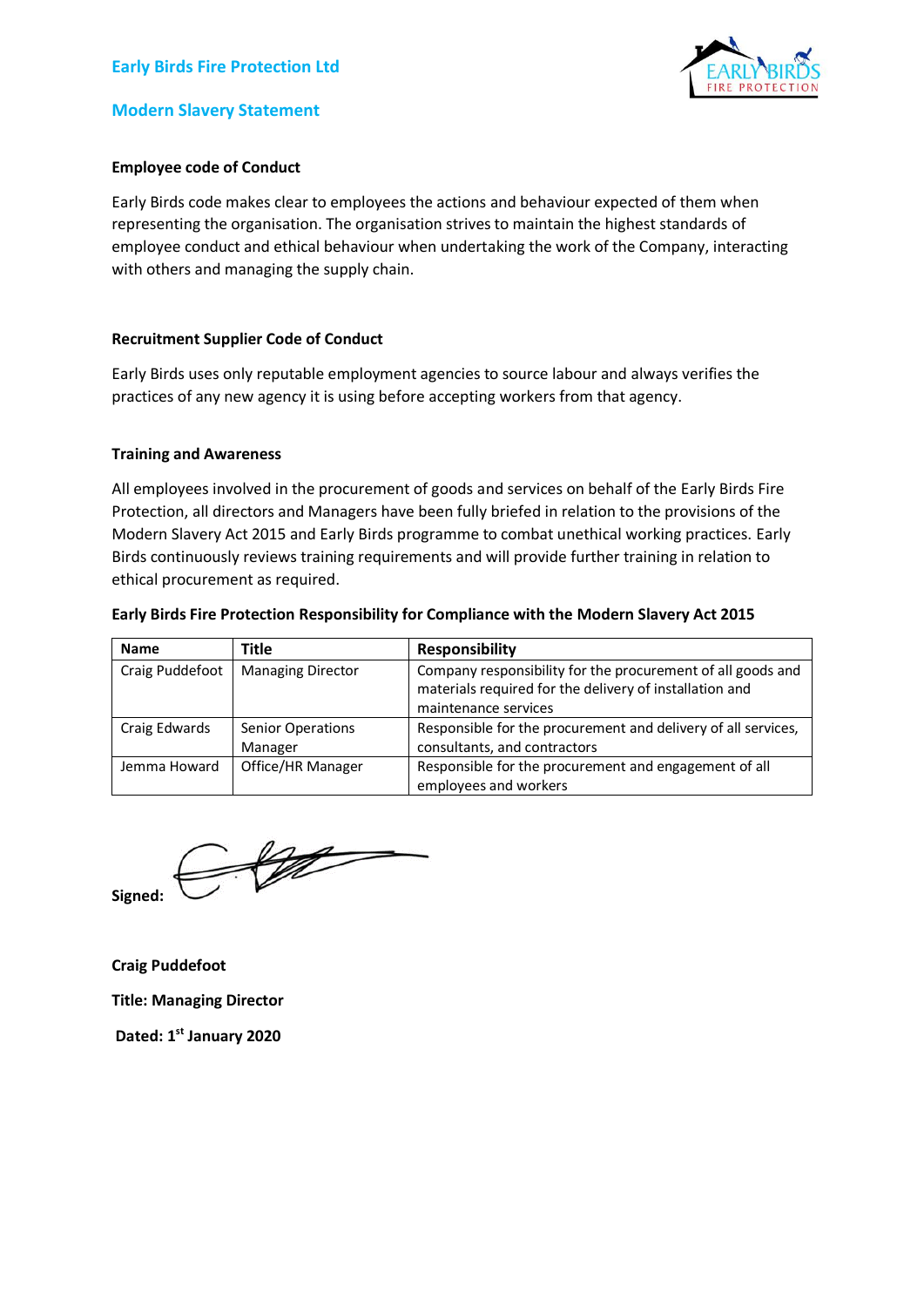## Employee code of Conduct

Early Birds code makes clear to employees the actions and behaviour expected of them when representing the organisation. The organisation strives to maintain the highest standards of employee conduct and ethical behaviour when undertaking the work of the Company, interacting with others and managing the supply chain.

## Recruitment Supplier Code of Conduct

Early Birds uses only reputable employment agencies to source labour and always verifies the practices of any new agency it is using before accepting workers from that agency.

## Training and Awareness

All employees involved in the procurement of goods and services on behalf of the Early Birds Fire Protection, all directors and Managers have been fully briefed in relation to the provisions of the Modern Slavery Act 2015 and Early Birds programme to combat unethical working practices. Early Birds continuously reviews training requirements and will provide further training in relation to ethical procurement as required.

**Early Birds Fire Protection Responsibility for Compliance with the Modern Slavery Act 2015**

| Name | Title | Responsibility |
|---|---|---|
| Craig Puddefoot | Managing Director | Company responsibility for the procurement of all goods and materials required for the delivery of installation and maintenance services |
| Craig Edwards | Senior Operations Manager | Responsible for the procurement and delivery of all services, consultants, and contractors |
| Jemma Howard | Office/HR Manager | Responsible for the procurement and engagement of all employees and workers |

**Signed:**

**Craig Puddefoot**

**Title: Managing Director**

**Dated: 1st January 2020**